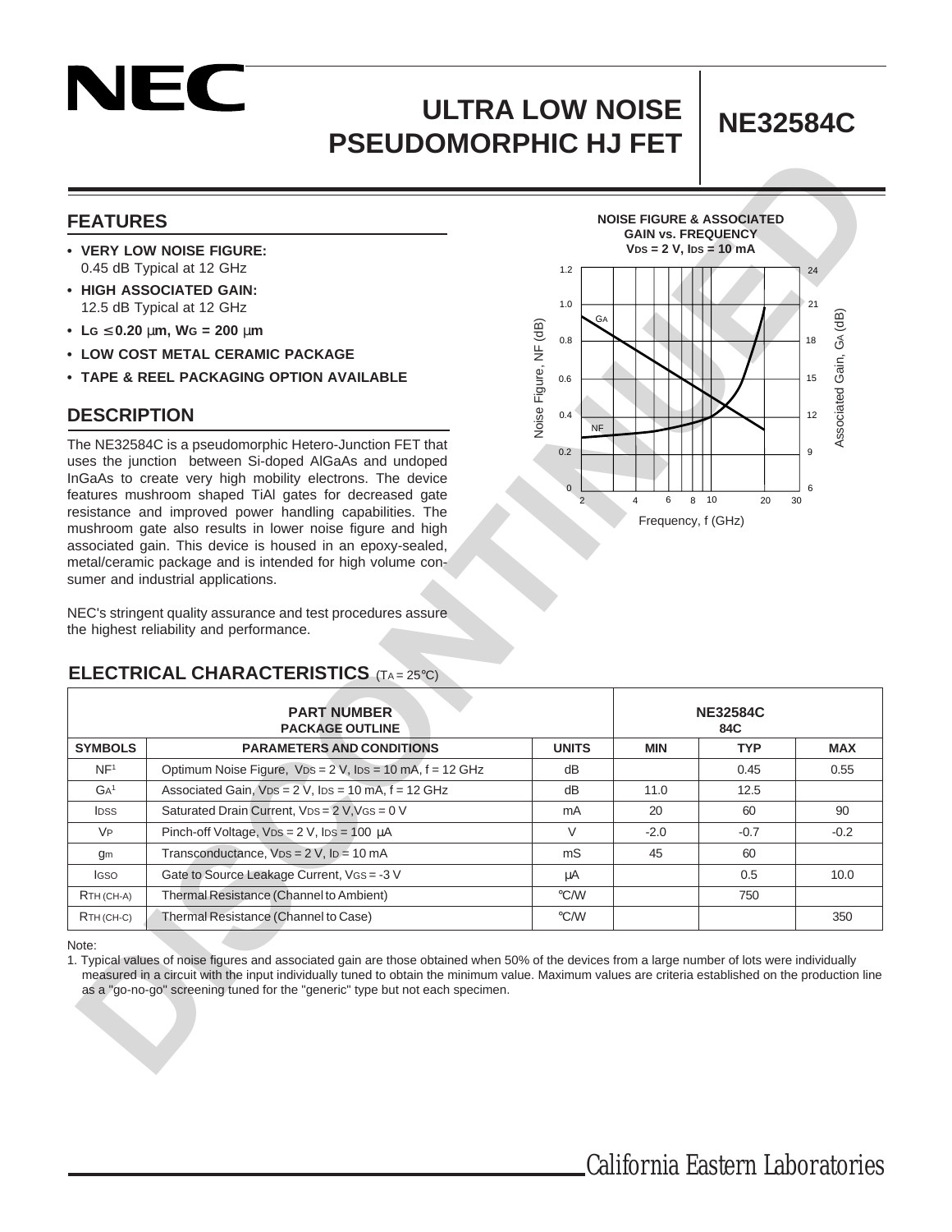NEC

# ULTRA LOW NOISE PSEUDOMORPHIC HJ FET

# NE32584C

## FEATURES

- **VERY LOW NOISE FIGURE:** 0.45 dB Typical at 12 GHz
- **HIGH ASSOCIATED GAIN:** 12.5 dB Typical at 12 GHz
- **$L_G \leq 0.20$ µm, $W_G$ = 200 µm**
- **LOW COST METAL CERAMIC PACKAGE**
- **TAPE & REEL PACKAGING OPTION AVAILABLE**

## DESCRIPTION

The NE32584C is a pseudomorphic Hetero-Junction FET that uses the junction between Si-doped AlGaAs and undoped InGaAs to create very high mobility electrons. The device features mushroom shaped TiAl gates for decreased gate resistance and improved power handling capabilities. The mushroom gate also results in lower noise figure and high associated gain. This device is housed in an epoxy-sealed, metal/ceramic package and is intended for high volume consumer and industrial applications.

NEC's stringent quality assurance and test procedures assure the highest reliability and performance.

NOISE FIGURE & ASSOCIATED GAIN vs. FREQUENCY
$V_{DS}$ = 2 V, $I_{DS}$ = 10 mA

Noise Figure, NF (dB)
1.2
1.0
0.8
0.6
0.4
0.2
0

Associated Gain, $G_A$ (dB)
24
21
18
15
12
9
6

$G_A$
NF

2 4 6 8 10 20 30
Frequency, f (GHz)

## ELECTRICAL CHARACTERISTICS ($T_A$ = 25°C)

| | PART NUMBER<br>PACKAGE OUTLINE | | NE32584C<br>84C | | |
|---|---|---|---|---|---|
| **SYMBOLS** | **PARAMETERS AND CONDITIONS** | **UNITS** | **MIN** | **TYP** | **MAX** |
| NF[1] | Optimum Noise Figure, $V_{DS}$ = 2 V, $I_{DS}$ = 10 mA, f = 12 GHz | dB | | 0.45 | 0.55 |
| $G_A$[1] | Associated Gain, $V_{DS}$ = 2 V, $I_{DS}$ = 10 mA, f = 12 GHz | dB | 11.0 | 12.5 | |
| $I_{DSS}$ | Saturated Drain Current, $V_{DS}$ = 2 V, $V_{GS}$ = 0 V | mA | 20 | 60 | 90 |
| $V_P$ | Pinch-off Voltage, $V_{DS}$ = 2 V, $I_{DS}$ = 100 µA | V | -2.0 | -0.7 | -0.2 |
| $g_m$ | Transconductance, $V_{DS}$ = 2 V, $I_D$ = 10 mA | mS | 45 | 60 | |
| $I_{GSO}$ | Gate to Source Leakage Current, $V_{GS}$ = -3 V | µA | | 0.5 | 10.0 |
| $R_{TH (CH-A)}$ | Thermal Resistance (Channel to Ambient) | °C/W | | 750 | |
| $R_{TH (CH-C)}$ | Thermal Resistance (Channel to Case) | °C/W | | | 350 |

Note:
1. Typical values of noise figures and associated gain are those obtained when 50% of the devices from a large number of lots were individually measured in a circuit with the input individually tuned to obtain the minimum value. Maximum values are criteria established on the production line as a "go-no-go" screening tuned for the "generic" type but not each specimen.

California Eastern Laboratories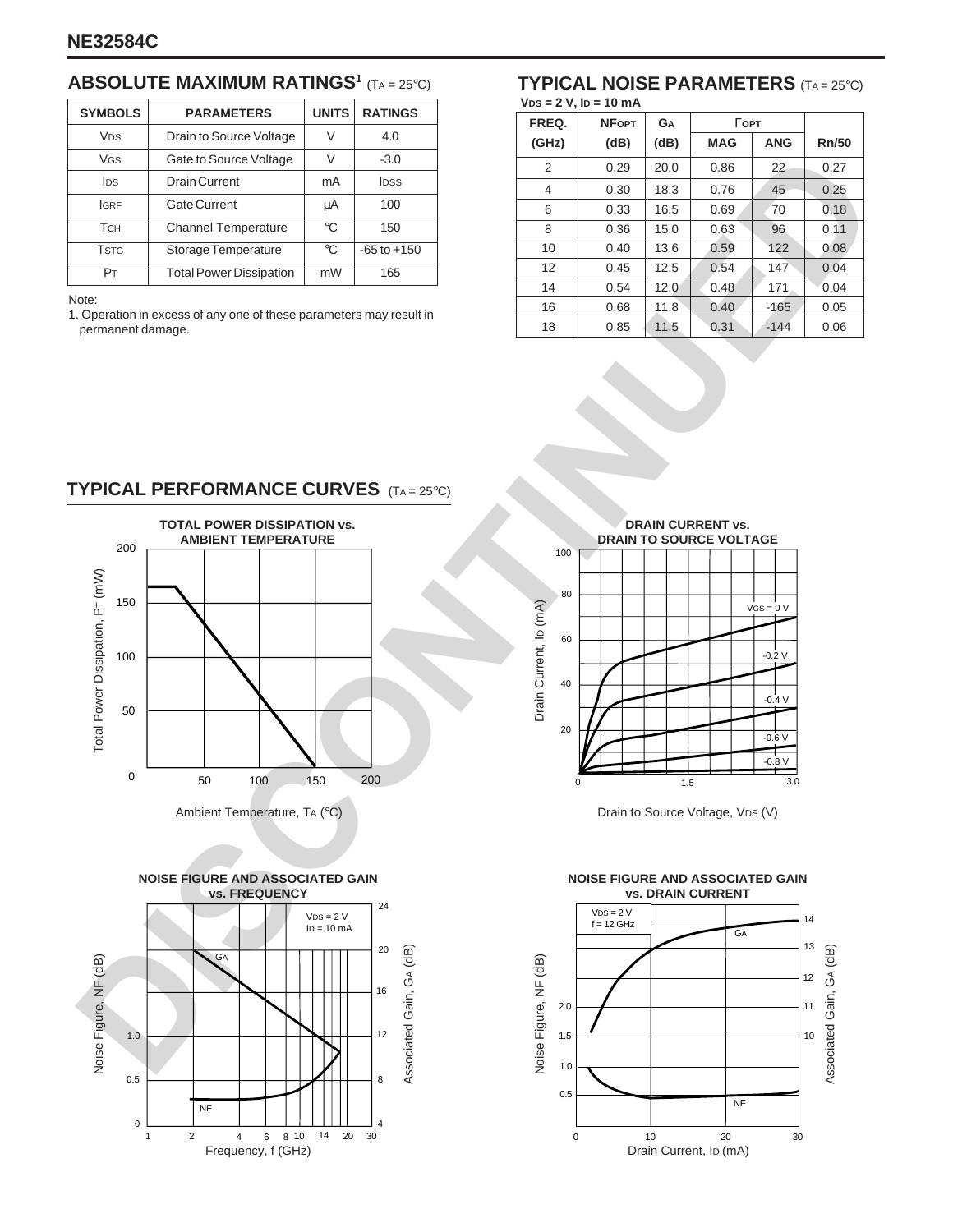## ABSOLUTE MAXIMUM RATINGS[1] ($T_A$ = 25°C)

| SYMBOLS | PARAMETERS | UNITS | RATINGS |
|---|---|---|---|
| $V_{DS}$ | Drain to Source Voltage | V | 4.0 |
| $V_{GS}$ | Gate to Source Voltage | V | -3.0 |
| $I_{DS}$ | Drain Current | mA | $I_{DSS}$ |
| $I_{GRF}$ | Gate Current | µA | 100 |
| $T_{CH}$ | Channel Temperature | °C | 150 |
| $T_{STG}$ | Storage Temperature | °C | -65 to +150 |
| $P_T$ | Total Power Dissipation | mW | 165 |

Note:

1. Operation in excess of any one of these parameters may result in permanent damage.

## TYPICAL NOISE PARAMETERS ($T_A$ = 25°C)

**$V_{DS}$ = 2 V, $I_D$ = 10 mA**

| FREQ. (GHz) | $NF_{OPT}$ (dB) | $G_A$ (dB) | $\Gamma_{OPT}$ MAG | ANG | Rn/50 |
|---|---|---|---|---|---|
| 2 | 0.29 | 20.0 | 0.86 | 22 | 0.27 |
| 4 | 0.30 | 18.3 | 0.76 | 45 | 0.25 |
| 6 | 0.33 | 16.5 | 0.69 | 70 | 0.18 |
| 8 | 0.36 | 15.0 | 0.63 | 96 | 0.11 |
| 10 | 0.40 | 13.6 | 0.59 | 122 | 0.08 |
| 12 | 0.45 | 12.5 | 0.54 | 147 | 0.04 |
| 14 | 0.54 | 12.0 | 0.48 | 171 | 0.04 |
| 16 | 0.68 | 11.8 | 0.40 | -165 | 0.05 |
| 18 | 0.85 | 11.5 | 0.31 | -144 | 0.06 |

DISCONTINUED

## TYPICAL PERFORMANCE CURVES ($T_A$ = 25°C)

**TOTAL POWER DISSIPATION vs. AMBIENT TEMPERATURE**

Total Power Dissipation, $P_T$ (mW)

200
150
100
50
0

50 100 150 200

Ambient Temperature, $T_A$ (°C)

**DRAIN CURRENT vs. DRAIN TO SOURCE VOLTAGE**

Drain Current, $I_D$ (mA)

100
80
60
40
20

$V_{GS}$ = 0 V
-0.2 V
-0.4 V
-0.6 V
-0.8 V

0 1.5 3.0

Drain to Source Voltage, $V_{DS}$ (V)

**NOISE FIGURE AND ASSOCIATED GAIN vs. FREQUENCY**

$V_{DS}$ = 2 V
$I_D$ = 10 mA

Noise Figure, NF (dB)

1.0
0.5
0

Associated Gain, $G_A$ (dB)

24
20
16
12
8
4

$G_A$
NF

1 2 4 6 8 10 14 20 30

Frequency, f (GHz)

**NOISE FIGURE AND ASSOCIATED GAIN vs. DRAIN CURRENT**

$V_{DS}$ = 2 V
f = 12 GHz

Noise Figure, NF (dB)

2.0
1.5
1.0
0.5

Associated Gain, $G_A$ (dB)

14
13
12
11
10

$G_A$
NF

0 10 20 30

Drain Current, $I_D$ (mA)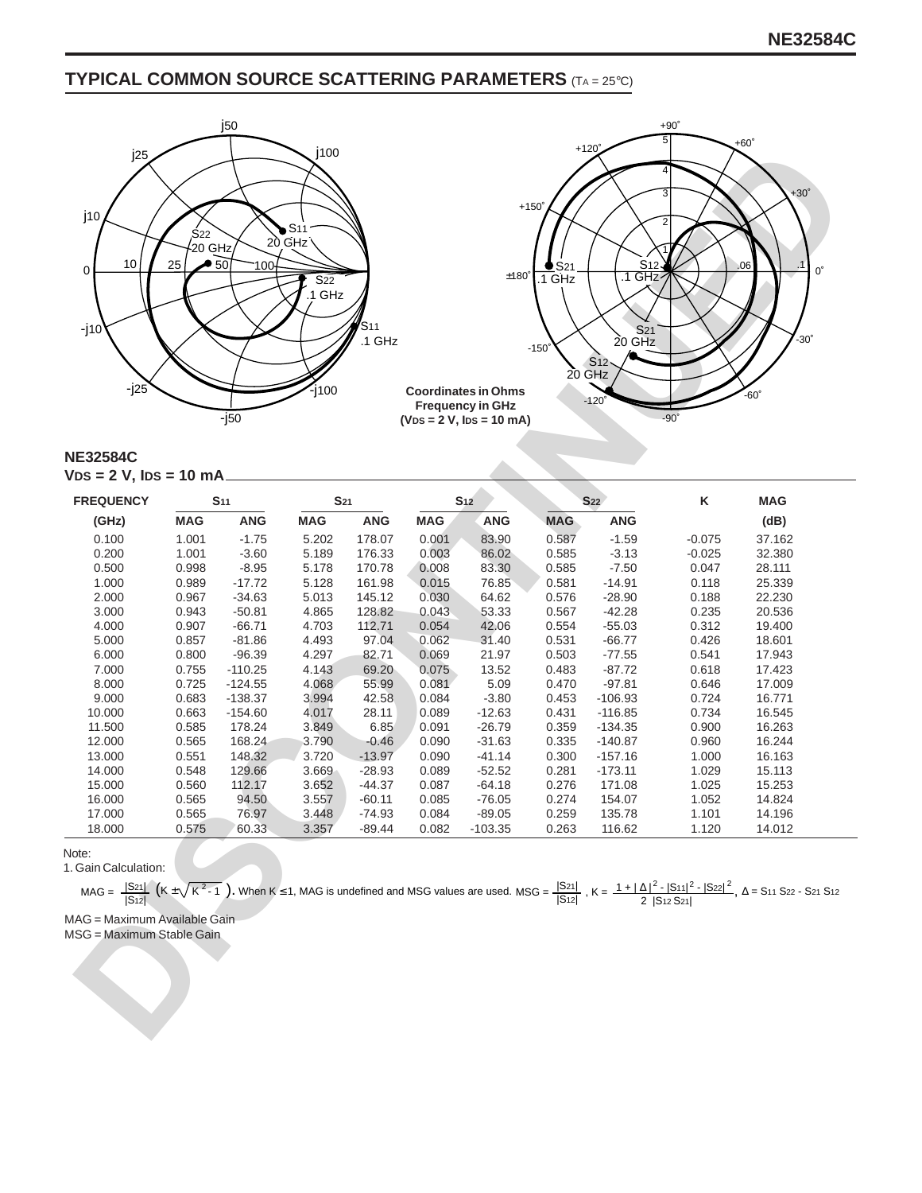## TYPICAL COMMON SOURCE SCATTERING PARAMETERS ($T_A$ = 25°C)

j50
j25
j100
j10
S22
20 GHz
S11
20 GHz
0
10
25
50
100
S22
.1 GHz
-j10
S11
.1 GHz
-j25
-j100
-j50

+90°
+120°
+60°
5
4
+30°
3
+150°
2
1
S21
S12
.06
.1
±180°
.1 GHz
.1 GHz
0°
S21
20 GHz
-30°
-150°
S12
20 GHz
-120°
-60°
-90°

**Coordinates in Ohms**
**Frequency in GHz**
**($V_{DS}$ = 2 V, $I_{DS}$ = 10 mA)**

### NE32584C
### $V_{DS}$ = 2 V, $I_{DS}$ = 10 mA

| FREQUENCY | $S_{11}$ | | $S_{21}$ | | $S_{12}$ | | $S_{22}$ | | K | MAG |
|---|---|---|---|---|---|---|---|---|---|---|
| (GHz) | MAG | ANG | MAG | ANG | MAG | ANG | MAG | ANG | | (dB) |
| 0.100 | 1.001 | -1.75 | 5.202 | 178.07 | 0.001 | 83.90 | 0.587 | -1.59 | -0.075 | 37.162 |
| 0.200 | 1.001 | -3.60 | 5.189 | 176.33 | 0.003 | 86.02 | 0.585 | -3.13 | -0.025 | 32.380 |
| 0.500 | 0.998 | -8.95 | 5.178 | 170.78 | 0.008 | 83.30 | 0.585 | -7.50 | 0.047 | 28.111 |
| 1.000 | 0.989 | -17.72 | 5.128 | 161.98 | 0.015 | 76.85 | 0.581 | -14.91 | 0.118 | 25.339 |
| 2.000 | 0.967 | -34.63 | 5.013 | 145.12 | 0.030 | 64.62 | 0.576 | -28.90 | 0.188 | 22.230 |
| 3.000 | 0.943 | -50.81 | 4.865 | 128.82 | 0.043 | 53.33 | 0.567 | -42.28 | 0.235 | 20.536 |
| 4.000 | 0.907 | -66.71 | 4.703 | 112.71 | 0.054 | 42.06 | 0.554 | -55.03 | 0.312 | 19.400 |
| 5.000 | 0.857 | -81.86 | 4.493 | 97.04 | 0.062 | 31.40 | 0.531 | -66.77 | 0.426 | 18.601 |
| 6.000 | 0.800 | -96.39 | 4.297 | 82.71 | 0.069 | 21.97 | 0.503 | -77.55 | 0.541 | 17.943 |
| 7.000 | 0.755 | -110.25 | 4.143 | 69.20 | 0.075 | 13.52 | 0.483 | -87.72 | 0.618 | 17.423 |
| 8.000 | 0.725 | -124.55 | 4.068 | 55.99 | 0.081 | 5.09 | 0.470 | -97.81 | 0.646 | 17.009 |
| 9.000 | 0.683 | -138.37 | 3.994 | 42.58 | 0.084 | -3.80 | 0.453 | -106.93 | 0.724 | 16.771 |
| 10.000 | 0.663 | -154.60 | 4.017 | 28.11 | 0.089 | -12.63 | 0.431 | -116.85 | 0.734 | 16.545 |
| 11.500 | 0.585 | 178.24 | 3.849 | 6.85 | 0.091 | -26.79 | 0.359 | -134.35 | 0.900 | 16.263 |
| 12.000 | 0.565 | 168.24 | 3.790 | -0.46 | 0.090 | -31.63 | 0.335 | -140.87 | 0.960 | 16.244 |
| 13.000 | 0.551 | 148.32 | 3.720 | -13.97 | 0.090 | -41.14 | 0.300 | -157.16 | 1.000 | 16.163 |
| 14.000 | 0.548 | 129.66 | 3.669 | -28.93 | 0.089 | -52.52 | 0.281 | -173.11 | 1.029 | 15.113 |
| 15.000 | 0.560 | 112.17 | 3.652 | -44.37 | 0.087 | -64.18 | 0.276 | 171.08 | 1.025 | 15.253 |
| 16.000 | 0.565 | 94.50 | 3.557 | -60.11 | 0.085 | -76.05 | 0.274 | 154.07 | 1.052 | 14.824 |
| 17.000 | 0.565 | 76.97 | 3.448 | -74.93 | 0.084 | -89.05 | 0.259 | 135.78 | 1.101 | 14.196 |
| 18.000 | 0.575 | 60.33 | 3.357 | -89.44 | 0.082 | -103.35 | 0.263 | 116.62 | 1.120 | 14.012 |

Note:
1. Gain Calculation:

$MAG = \frac{|S_{21}|}{|S_{12}|}\left(K \pm \sqrt{K^2 - 1}\right)$. When K ≤ 1, MAG is undefined and MSG values are used. $MSG = \frac{|S_{21}|}{|S_{12}|}$, $K = \frac{1 + |\Delta|^2 - |S_{11}|^2 - |S_{22}|^2}{2\,|S_{12}\,S_{21}|}$, $\Delta = S_{11}\,S_{22} - S_{21}\,S_{12}$

MAG = Maximum Available Gain
MSG = Maximum Stable Gain

DISCONTINUED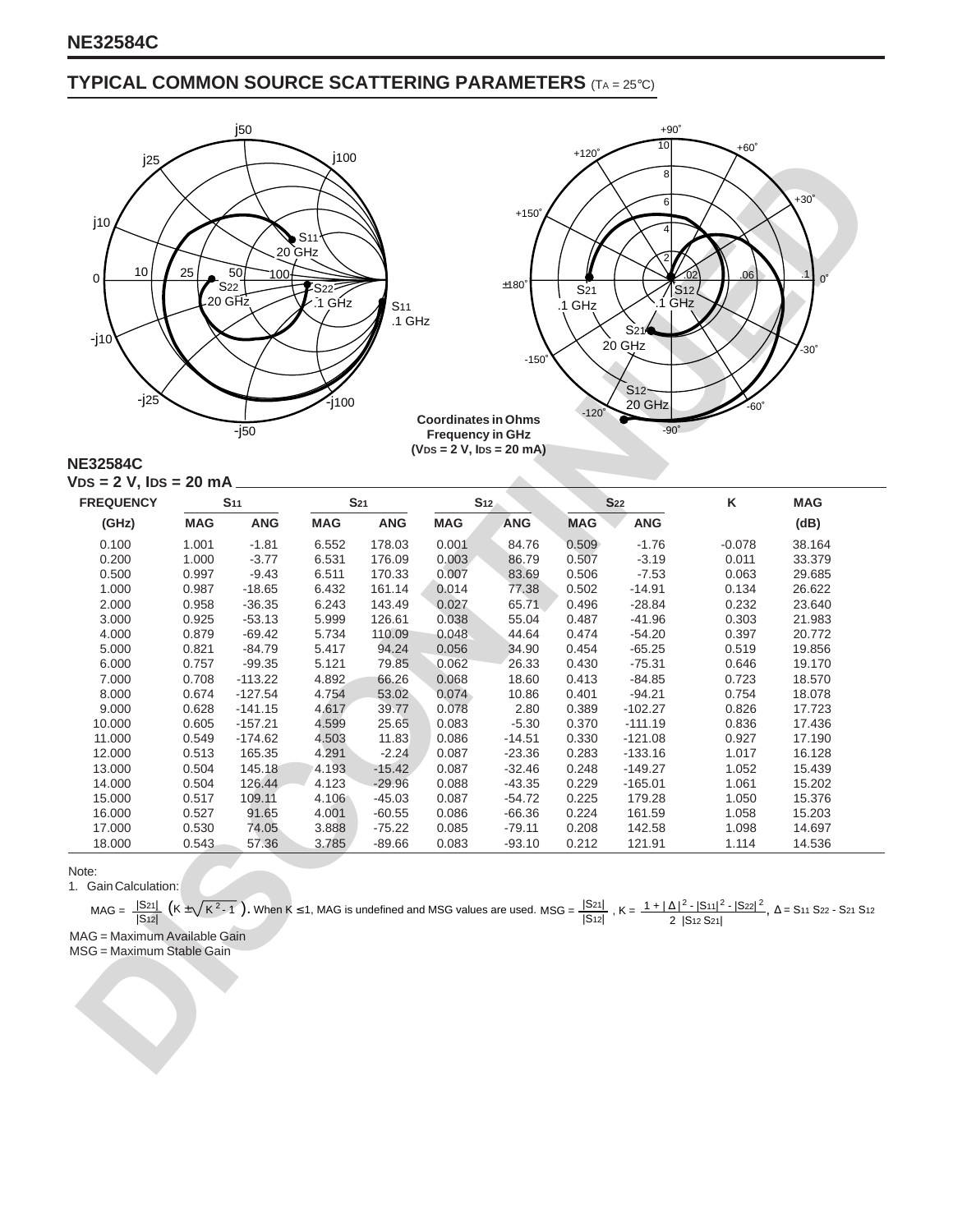## TYPICAL COMMON SOURCE SCATTERING PARAMETERS ($T_A$ = 25°C)

j50
j25
j100
j10
0
10
25
50
100
S11
20 GHz
S22
20 GHz
S22
.1 GHz
S11
.1 GHz
-j10
-j25
-j100
-j50

Coordinates in Ohms
Frequency in GHz
($V_{DS}$ = 2 V, $I_{DS}$ = 20 mA)

+90°
+120°
+60°
+150°
+30°
±180°
0°
-150°
-30°
-120°
-60°
-90°
10
8
6
4
2
.02
.06
.1
S21
.1 GHz
S12
.1 GHz
S21
20 GHz
S12
20 GHz

**NE32584C**
**$V_{DS}$ = 2 V, $I_{DS}$ = 20 mA**

| FREQUENCY | $S_{11}$ | | $S_{21}$ | | $S_{12}$ | | $S_{22}$ | | K | MAG |
|---|---|---|---|---|---|---|---|---|---|---|
| (GHz) | MAG | ANG | MAG | ANG | MAG | ANG | MAG | ANG | | (dB) |
| 0.100 | 1.001 | -1.81 | 6.552 | 178.03 | 0.001 | 84.76 | 0.509 | -1.76 | -0.078 | 38.164 |
| 0.200 | 1.000 | -3.77 | 6.531 | 176.09 | 0.003 | 86.79 | 0.507 | -3.19 | 0.011 | 33.379 |
| 0.500 | 0.997 | -9.43 | 6.511 | 170.33 | 0.007 | 83.69 | 0.506 | -7.53 | 0.063 | 29.685 |
| 1.000 | 0.987 | -18.65 | 6.432 | 161.14 | 0.014 | 77.38 | 0.502 | -14.91 | 0.134 | 26.622 |
| 2.000 | 0.958 | -36.35 | 6.243 | 143.49 | 0.027 | 65.71 | 0.496 | -28.84 | 0.232 | 23.640 |
| 3.000 | 0.925 | -53.13 | 5.999 | 126.61 | 0.038 | 55.04 | 0.487 | -41.96 | 0.303 | 21.983 |
| 4.000 | 0.879 | -69.42 | 5.734 | 110.09 | 0.048 | 44.64 | 0.474 | -54.20 | 0.397 | 20.772 |
| 5.000 | 0.821 | -84.79 | 5.417 | 94.24 | 0.056 | 34.90 | 0.454 | -65.25 | 0.519 | 19.856 |
| 6.000 | 0.757 | -99.35 | 5.121 | 79.85 | 0.062 | 26.33 | 0.430 | -75.31 | 0.646 | 19.170 |
| 7.000 | 0.708 | -113.22 | 4.892 | 66.26 | 0.068 | 18.60 | 0.413 | -84.85 | 0.723 | 18.570 |
| 8.000 | 0.674 | -127.54 | 4.754 | 53.02 | 0.074 | 10.86 | 0.401 | -94.21 | 0.754 | 18.078 |
| 9.000 | 0.628 | -141.15 | 4.617 | 39.77 | 0.078 | 2.80 | 0.389 | -102.27 | 0.826 | 17.723 |
| 10.000 | 0.605 | -157.21 | 4.599 | 25.65 | 0.083 | -5.30 | 0.370 | -111.19 | 0.836 | 17.436 |
| 11.000 | 0.549 | -174.62 | 4.503 | 11.83 | 0.086 | -14.51 | 0.330 | -121.08 | 0.927 | 17.190 |
| 12.000 | 0.513 | 165.35 | 4.291 | -2.24 | 0.087 | -23.36 | 0.283 | -133.16 | 1.017 | 16.128 |
| 13.000 | 0.504 | 145.18 | 4.193 | -15.42 | 0.087 | -32.46 | 0.248 | -149.27 | 1.052 | 15.439 |
| 14.000 | 0.504 | 126.44 | 4.123 | -29.96 | 0.088 | -43.35 | 0.229 | -165.01 | 1.061 | 15.202 |
| 15.000 | 0.517 | 109.11 | 4.106 | -45.03 | 0.087 | -54.72 | 0.225 | 179.28 | 1.050 | 15.376 |
| 16.000 | 0.527 | 91.65 | 4.001 | -60.55 | 0.086 | -66.36 | 0.224 | 161.59 | 1.058 | 15.203 |
| 17.000 | 0.530 | 74.05 | 3.888 | -75.22 | 0.085 | -79.11 | 0.208 | 142.58 | 1.098 | 14.697 |
| 18.000 | 0.543 | 57.36 | 3.785 | -89.66 | 0.083 | -93.10 | 0.212 | 121.91 | 1.114 | 14.536 |

Note:
1. Gain Calculation:

$$MAG = \frac{|S_{21}|}{|S_{12}|}\left(K \pm \sqrt{K^2 - 1}\right).$$ When K ≤ 1, MAG is undefined and MSG values are used. $$MSG = \frac{|S_{21}|}{|S_{12}|}, \quad K = \frac{1 + |\Delta|^2 - |S_{11}|^2 - |S_{22}|^2}{2\ |S_{12} S_{21}|}, \quad \Delta = S_{11} S_{22} - S_{21} S_{12}$$

MAG = Maximum Available Gain
MSG = Maximum Stable Gain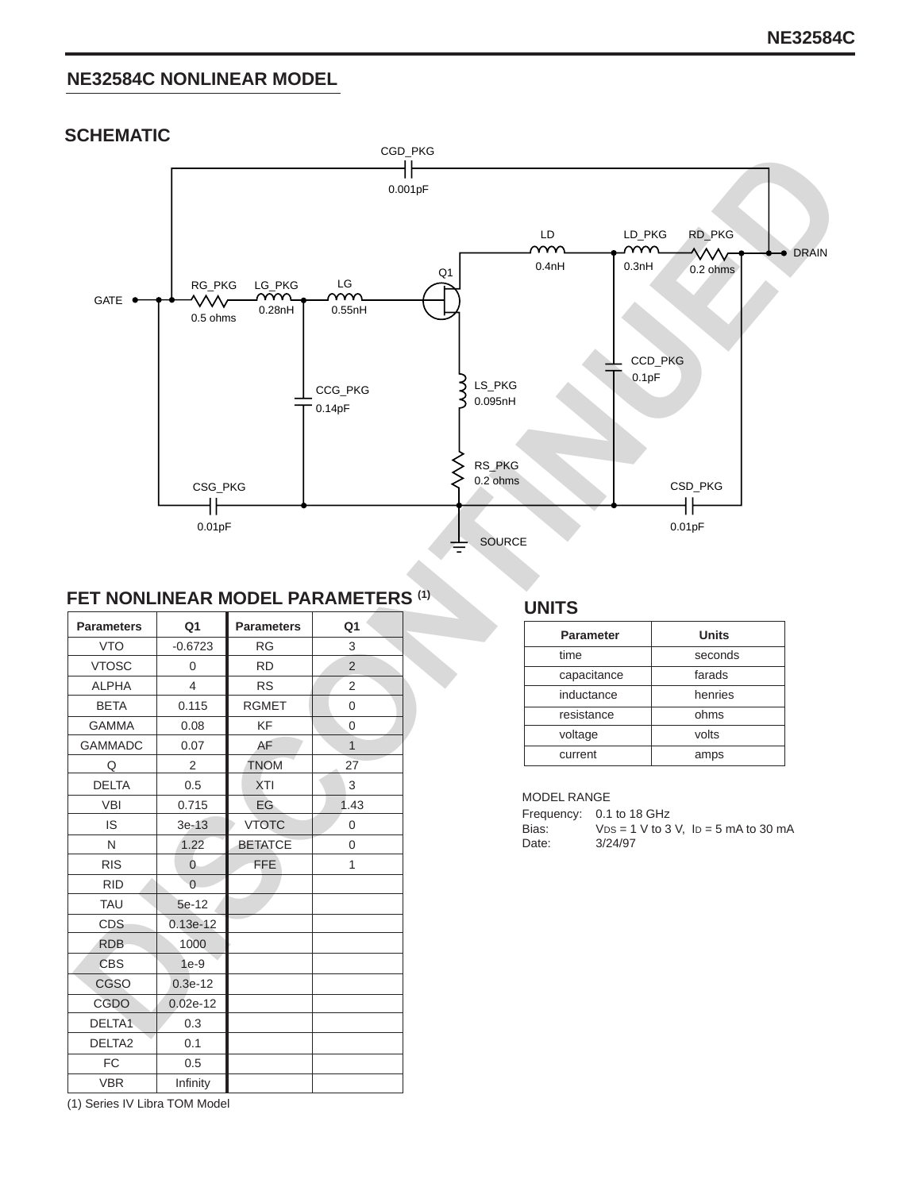## NE32584C NONLINEAR MODEL

### SCHEMATIC

CGD_PKG
0.001pF
LD
0.4nH
LD_PKG
0.3nH
RD_PKG
0.2 ohms
DRAIN
Q1
GATE
RG_PKG
0.5 ohms
LG_PKG
0.28nH
LG
0.55nH
CCD_PKG
0.1pF
LS_PKG
0.095nH
CCG_PKG
0.14pF
RS_PKG
0.2 ohms
CSG_PKG
0.01pF
CSD_PKG
0.01pF
SOURCE

### FET NONLINEAR MODEL PARAMETERS (1)

| Parameters | Q1 | Parameters | Q1 |
|---|---|---|---|
| VTO | -0.6723 | RG | 3 |
| VTOSC | 0 | RD | 2 |
| ALPHA | 4 | RS | 2 |
| BETA | 0.115 | RGMET | 0 |
| GAMMA | 0.08 | KF | 0 |
| GAMMADC | 0.07 | AF | 1 |
| Q | 2 | TNOM | 27 |
| DELTA | 0.5 | XTI | 3 |
| VBI | 0.715 | EG | 1.43 |
| IS | 3e-13 | VTOTC | 0 |
| N | 1.22 | BETATCE | 0 |
| RIS | 0 | FFE | 1 |
| RID | 0 | | |
| TAU | 5e-12 | | |
| CDS | 0.13e-12 | | |
| RDB | 1000 | | |
| CBS | 1e-9 | | |
| CGSO | 0.3e-12 | | |
| CGDO | 0.02e-12 | | |
| DELTA1 | 0.3 | | |
| DELTA2 | 0.1 | | |
| FC | 0.5 | | |
| VBR | Infinity | | |

(1) Series IV Libra TOM Model

### UNITS

| Parameter | Units |
|---|---|
| time | seconds |
| capacitance | farads |
| inductance | henries |
| resistance | ohms |
| voltage | volts |
| current | amps |

MODEL RANGE

Frequency: 0.1 to 18 GHz
Bias: $V_{DS}$ = 1 V to 3 V, $I_D$ = 5 mA to 30 mA
Date: 3/24/97

DISCONTINUED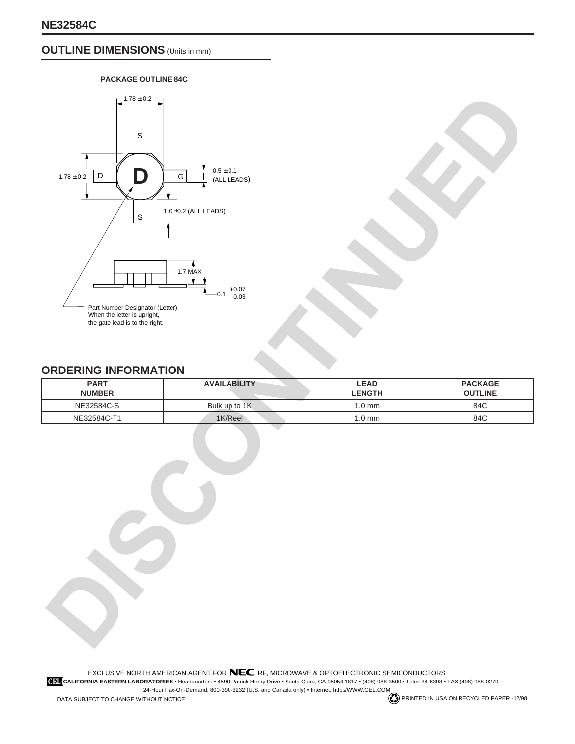## OUTLINE DIMENSIONS (Units in mm)

**PACKAGE OUTLINE 84C**

1.78 ±0.2

S

1.78 ±0.2

D

D

G

0.5 ±0.1
(ALL LEADS)

S

1.0 ±0.2 (ALL LEADS)

1.7 MAX

0.1 +0.07 -0.03

Part Number Designator (Letter).
When the letter is upright,
the gate lead is to the right.

## ORDERING INFORMATION

| PART NUMBER | AVAILABILITY | LEAD LENGTH | PACKAGE OUTLINE |
|---|---|---|---|
| NE32584C-S | Bulk up to 1K | 1.0 mm | 84C |
| NE32584C-T1 | 1K/Reel | 1.0 mm | 84C |

DISCONTINUED

EXCLUSIVE NORTH AMERICAN AGENT FOR NEC RF, MICROWAVE & OPTOELECTRONIC SEMICONDUCTORS

CEL CALIFORNIA EASTERN LABORATORIES • Headquarters • 4590 Patrick Henry Drive • Santa Clara, CA 95054-1817 • (408) 988-3500 • Telex 34-6393 • FAX (408) 988-0279

24-Hour Fax-On-Demand: 800-390-3232 (U.S. and Canada only) • Internet: http://WWW.CEL.COM

DATA SUBJECT TO CHANGE WITHOUT NOTICE

PRINTED IN USA ON RECYCLED PAPER -12/98